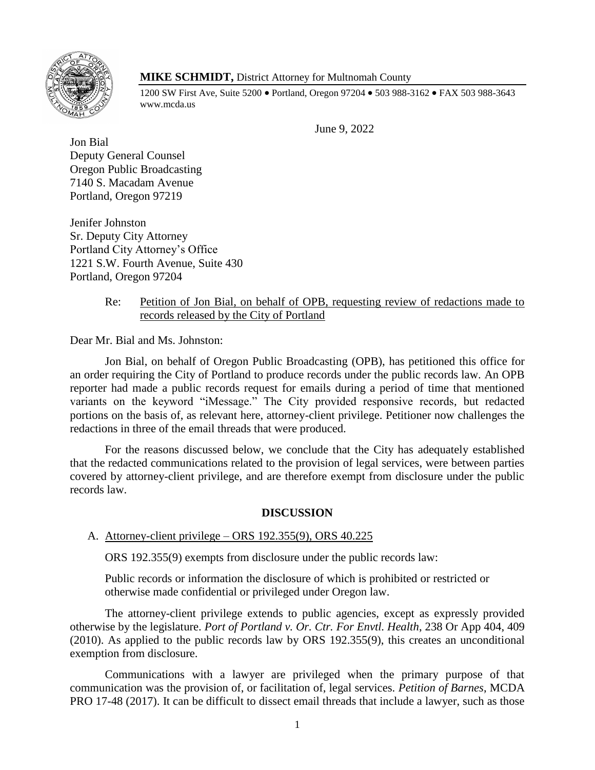**MIKE SCHMIDT,** District Attorney for Multnomah County

1200 SW First Ave, Suite 5200 • Portland, Oregon 97204 • 503 988-3162 • FAX 503 988-3643
www.mcda.us

June 9, 2022

Jon Bial
Deputy General Counsel
Oregon Public Broadcasting
7140 S. Macadam Avenue
Portland, Oregon 97219

Jenifer Johnston
Sr. Deputy City Attorney
Portland City Attorney's Office
1221 S.W. Fourth Avenue, Suite 430
Portland, Oregon 97204

Re: Petition of Jon Bial, on behalf of OPB, requesting review of redactions made to records released by the City of Portland

Dear Mr. Bial and Ms. Johnston:

Jon Bial, on behalf of Oregon Public Broadcasting (OPB), has petitioned this office for an order requiring the City of Portland to produce records under the public records law. An OPB reporter had made a public records request for emails during a period of time that mentioned variants on the keyword "iMessage." The City provided responsive records, but redacted portions on the basis of, as relevant here, attorney-client privilege. Petitioner now challenges the redactions in three of the email threads that were produced.

For the reasons discussed below, we conclude that the City has adequately established that the redacted communications related to the provision of legal services, were between parties covered by attorney-client privilege, and are therefore exempt from disclosure under the public records law.

## DISCUSSION

### A. Attorney-client privilege – ORS 192.355(9), ORS 40.225

ORS 192.355(9) exempts from disclosure under the public records law:

> Public records or information the disclosure of which is prohibited or restricted or otherwise made confidential or privileged under Oregon law.

The attorney-client privilege extends to public agencies, except as expressly provided otherwise by the legislature. *Port of Portland v. Or. Ctr. For Envtl. Health*, 238 Or App 404, 409 (2010). As applied to the public records law by ORS 192.355(9), this creates an unconditional exemption from disclosure.

Communications with a lawyer are privileged when the primary purpose of that communication was the provision of, or facilitation of, legal services. *Petition of Barnes*, MCDA PRO 17-48 (2017). It can be difficult to dissect email threads that include a lawyer, such as those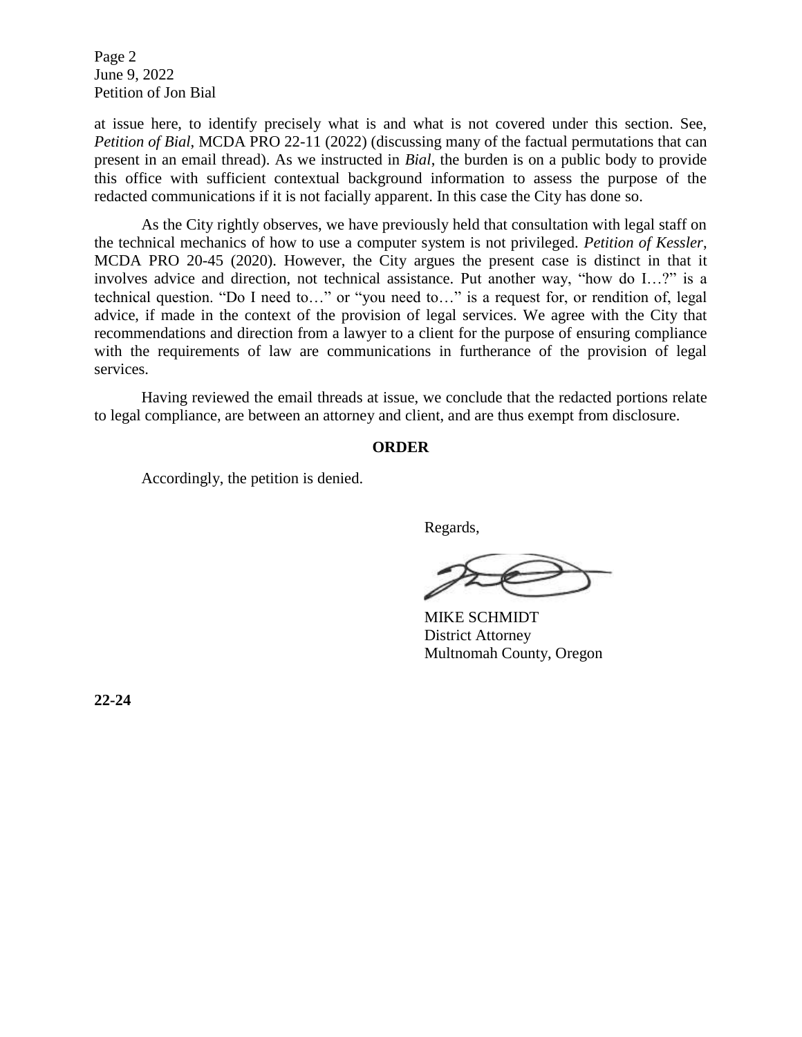at issue here, to identify precisely what is and what is not covered under this section. See, *Petition of Bial*, MCDA PRO 22-11 (2022) (discussing many of the factual permutations that can present in an email thread). As we instructed in *Bial*, the burden is on a public body to provide this office with sufficient contextual background information to assess the purpose of the redacted communications if it is not facially apparent. In this case the City has done so.

As the City rightly observes, we have previously held that consultation with legal staff on the technical mechanics of how to use a computer system is not privileged. *Petition of Kessler*, MCDA PRO 20-45 (2020). However, the City argues the present case is distinct in that it involves advice and direction, not technical assistance. Put another way, "how do I…?" is a technical question. "Do I need to…" or "you need to…" is a request for, or rendition of, legal advice, if made in the context of the provision of legal services. We agree with the City that recommendations and direction from a lawyer to a client for the purpose of ensuring compliance with the requirements of law are communications in furtherance of the provision of legal services.

Having reviewed the email threads at issue, we conclude that the redacted portions relate to legal compliance, are between an attorney and client, and are thus exempt from disclosure.

**ORDER**

Accordingly, the petition is denied.

Regards,

MIKE SCHMIDT
District Attorney
Multnomah County, Oregon

**22-24**